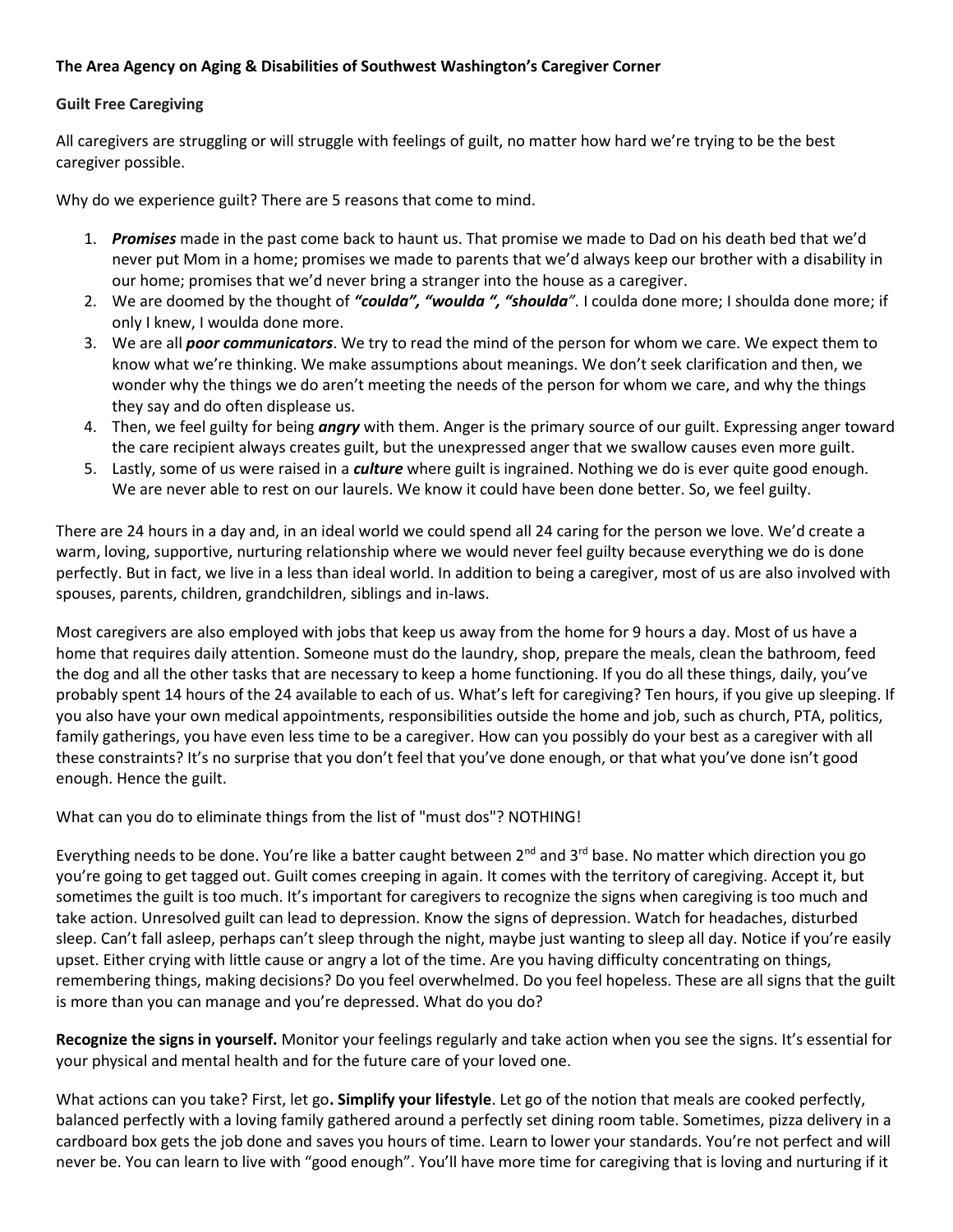**The Area Agency on Aging & Disabilities of Southwest Washington's Caregiver Corner**

**Guilt Free Caregiving**

All caregivers are struggling or will struggle with feelings of guilt, no matter how hard we're trying to be the best caregiver possible.

Why do we experience guilt? There are 5 reasons that come to mind.

1. ***Promises*** made in the past come back to haunt us. That promise we made to Dad on his death bed that we'd never put Mom in a home; promises we made to parents that we'd always keep our brother with a disability in our home; promises that we'd never bring a stranger into the house as a caregiver.
2. We are doomed by the thought of ***"coulda", "woulda ", "shoulda"***. I coulda done more; I shoulda done more; if only I knew, I woulda done more.
3. We are all ***poor communicators***. We try to read the mind of the person for whom we care. We expect them to know what we're thinking. We make assumptions about meanings. We don't seek clarification and then, we wonder why the things we do aren't meeting the needs of the person for whom we care, and why the things they say and do often displease us.
4. Then, we feel guilty for being ***angry*** with them. Anger is the primary source of our guilt. Expressing anger toward the care recipient always creates guilt, but the unexpressed anger that we swallow causes even more guilt.
5. Lastly, some of us were raised in a ***culture*** where guilt is ingrained. Nothing we do is ever quite good enough. We are never able to rest on our laurels. We know it could have been done better. So, we feel guilty.

There are 24 hours in a day and, in an ideal world we could spend all 24 caring for the person we love. We'd create a warm, loving, supportive, nurturing relationship where we would never feel guilty because everything we do is done perfectly. But in fact, we live in a less than ideal world. In addition to being a caregiver, most of us are also involved with spouses, parents, children, grandchildren, siblings and in-laws.

Most caregivers are also employed with jobs that keep us away from the home for 9 hours a day. Most of us have a home that requires daily attention. Someone must do the laundry, shop, prepare the meals, clean the bathroom, feed the dog and all the other tasks that are necessary to keep a home functioning. If you do all these things, daily, you've probably spent 14 hours of the 24 available to each of us. What's left for caregiving? Ten hours, if you give up sleeping. If you also have your own medical appointments, responsibilities outside the home and job, such as church, PTA, politics, family gatherings, you have even less time to be a caregiver. How can you possibly do your best as a caregiver with all these constraints? It's no surprise that you don't feel that you've done enough, or that what you've done isn't good enough. Hence the guilt.

What can you do to eliminate things from the list of "must dos"? NOTHING!

Everything needs to be done. You're like a batter caught between 2nd and 3rd base. No matter which direction you go you're going to get tagged out. Guilt comes creeping in again. It comes with the territory of caregiving. Accept it, but sometimes the guilt is too much. It's important for caregivers to recognize the signs when caregiving is too much and take action. Unresolved guilt can lead to depression. Know the signs of depression. Watch for headaches, disturbed sleep. Can't fall asleep, perhaps can't sleep through the night, maybe just wanting to sleep all day. Notice if you're easily upset. Either crying with little cause or angry a lot of the time. Are you having difficulty concentrating on things, remembering things, making decisions? Do you feel overwhelmed. Do you feel hopeless. These are all signs that the guilt is more than you can manage and you're depressed. What do you do?

**Recognize the signs in yourself.** Monitor your feelings regularly and take action when you see the signs. It's essential for your physical and mental health and for the future care of your loved one.

What actions can you take? First, let go**. Simplify your lifestyle**. Let go of the notion that meals are cooked perfectly, balanced perfectly with a loving family gathered around a perfectly set dining room table. Sometimes, pizza delivery in a cardboard box gets the job done and saves you hours of time. Learn to lower your standards. You're not perfect and will never be. You can learn to live with "good enough". You'll have more time for caregiving that is loving and nurturing if it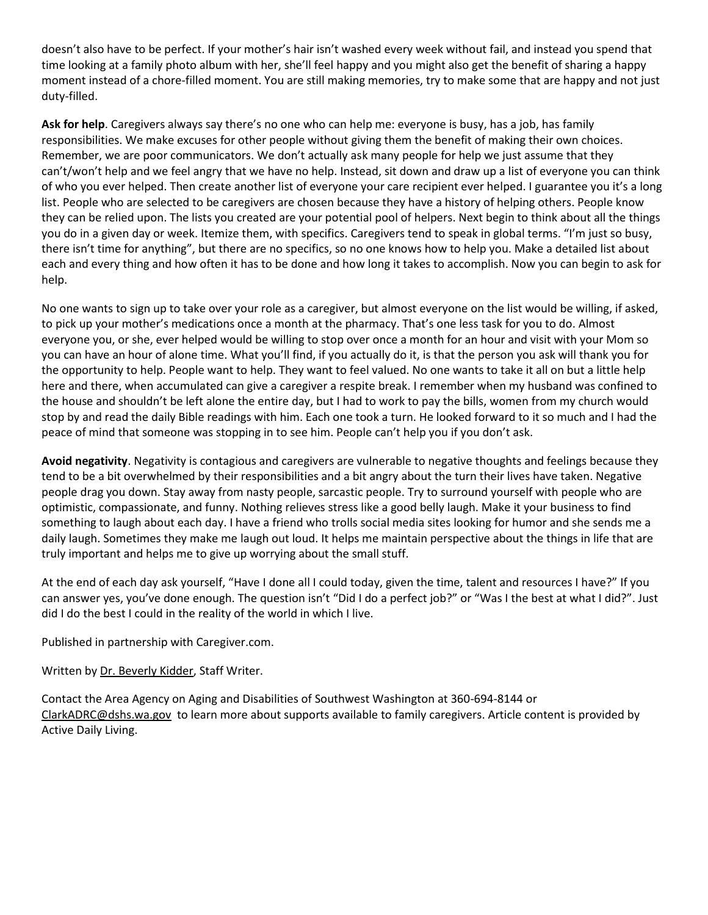doesn't also have to be perfect. If your mother's hair isn't washed every week without fail, and instead you spend that time looking at a family photo album with her, she'll feel happy and you might also get the benefit of sharing a happy moment instead of a chore-filled moment. You are still making memories, try to make some that are happy and not just duty-filled.

**Ask for help**. Caregivers always say there's no one who can help me: everyone is busy, has a job, has family responsibilities. We make excuses for other people without giving them the benefit of making their own choices. Remember, we are poor communicators. We don't actually ask many people for help we just assume that they can't/won't help and we feel angry that we have no help. Instead, sit down and draw up a list of everyone you can think of who you ever helped. Then create another list of everyone your care recipient ever helped. I guarantee you it's a long list. People who are selected to be caregivers are chosen because they have a history of helping others. People know they can be relied upon. The lists you created are your potential pool of helpers. Next begin to think about all the things you do in a given day or week. Itemize them, with specifics. Caregivers tend to speak in global terms. "I'm just so busy, there isn't time for anything", but there are no specifics, so no one knows how to help you. Make a detailed list about each and every thing and how often it has to be done and how long it takes to accomplish. Now you can begin to ask for help.

No one wants to sign up to take over your role as a caregiver, but almost everyone on the list would be willing, if asked, to pick up your mother's medications once a month at the pharmacy. That's one less task for you to do. Almost everyone you, or she, ever helped would be willing to stop over once a month for an hour and visit with your Mom so you can have an hour of alone time. What you'll find, if you actually do it, is that the person you ask will thank you for the opportunity to help. People want to help. They want to feel valued. No one wants to take it all on but a little help here and there, when accumulated can give a caregiver a respite break. I remember when my husband was confined to the house and shouldn't be left alone the entire day, but I had to work to pay the bills, women from my church would stop by and read the daily Bible readings with him. Each one took a turn. He looked forward to it so much and I had the peace of mind that someone was stopping in to see him. People can't help you if you don't ask.

**Avoid negativity**. Negativity is contagious and caregivers are vulnerable to negative thoughts and feelings because they tend to be a bit overwhelmed by their responsibilities and a bit angry about the turn their lives have taken. Negative people drag you down. Stay away from nasty people, sarcastic people. Try to surround yourself with people who are optimistic, compassionate, and funny. Nothing relieves stress like a good belly laugh. Make it your business to find something to laugh about each day. I have a friend who trolls social media sites looking for humor and she sends me a daily laugh. Sometimes they make me laugh out loud. It helps me maintain perspective about the things in life that are truly important and helps me to give up worrying about the small stuff.

At the end of each day ask yourself, "Have I done all I could today, given the time, talent and resources I have?" If you can answer yes, you've done enough. The question isn't "Did I do a perfect job?" or "Was I the best at what I did?". Just did I do the best I could in the reality of the world in which I live.

Published in partnership with Caregiver.com.

Written by Dr. Beverly Kidder, Staff Writer.

Contact the Area Agency on Aging and Disabilities of Southwest Washington at 360-694-8144 or ClarkADRC@dshs.wa.gov to learn more about supports available to family caregivers. Article content is provided by Active Daily Living.